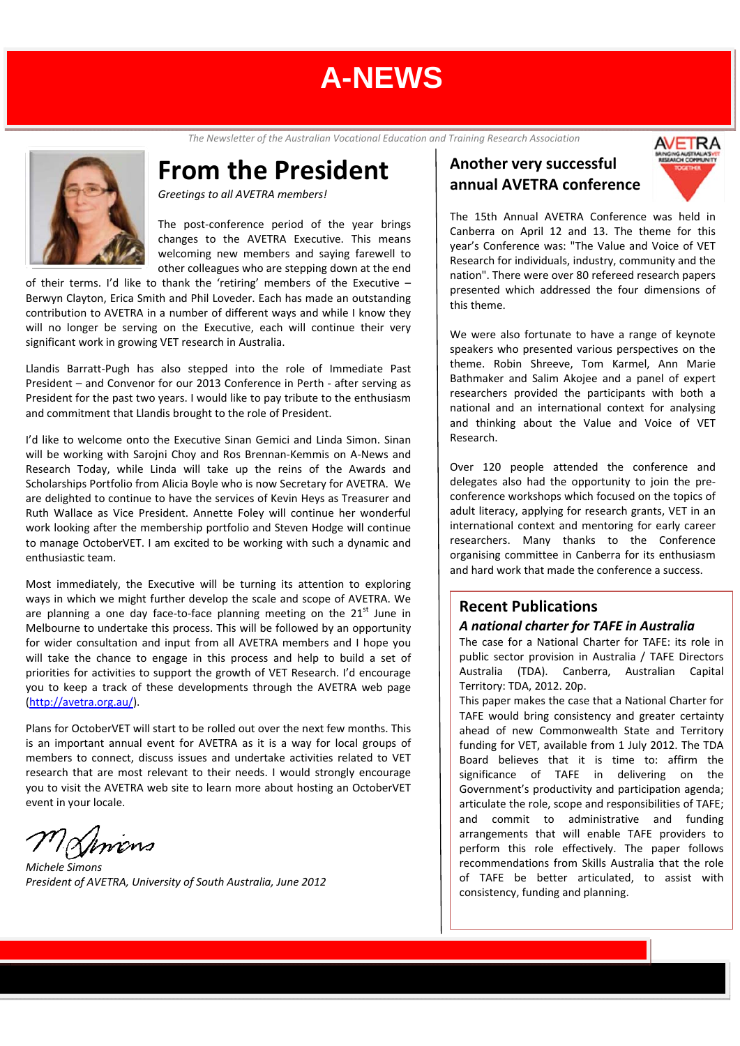# A-NEWS

*The Newsletter of the Australian Vocational Education and Training Research Association*

## From the President

*Greetings to all AVETRA members!*

The post-conference period of the year brings changes to the AVETRA Executive. This means welcoming new members and saying farewell to other colleagues who are stepping down at the end of their terms. I'd like to thank the 'retiring' members of the Executive – Berwyn Clayton, Erica Smith and Phil Loveder. Each has made an outstanding contribution to AVETRA in a number of different ways and while I know they will no longer be serving on the Executive, each will continue their very significant work in growing VET research in Australia.

Llandis Barratt-Pugh has also stepped into the role of Immediate Past President – and Convenor for our 2013 Conference in Perth - after serving as President for the past two years. I would like to pay tribute to the enthusiasm and commitment that Llandis brought to the role of President.

I'd like to welcome onto the Executive Sinan Gemici and Linda Simon. Sinan will be working with Sarojni Choy and Ros Brennan-Kemmis on A-News and Research Today, while Linda will take up the reins of the Awards and Scholarships Portfolio from Alicia Boyle who is now Secretary for AVETRA. We are delighted to continue to have the services of Kevin Heys as Treasurer and Ruth Wallace as Vice President. Annette Foley will continue her wonderful work looking after the membership portfolio and Steven Hodge will continue to manage OctoberVET. I am excited to be working with such a dynamic and enthusiastic team.

Most immediately, the Executive will be turning its attention to exploring ways in which we might further develop the scale and scope of AVETRA. We are planning a one day face-to-face planning meeting on the 21st June in Melbourne to undertake this process. This will be followed by an opportunity for wider consultation and input from all AVETRA members and I hope you will take the chance to engage in this process and help to build a set of priorities for activities to support the growth of VET Research. I'd encourage you to keep a track of these developments through the AVETRA web page (http://avetra.org.au/).

Plans for OctoberVET will start to be rolled out over the next few months. This is an important annual event for AVETRA as it is a way for local groups of members to connect, discuss issues and undertake activities related to VET research that are most relevant to their needs. I would strongly encourage you to visit the AVETRA web site to learn more about hosting an OctoberVET event in your locale.

*Michele Simons*
*President of AVETRA, University of South Australia, June 2012*

## Another very successful annual AVETRA conference

The 15th Annual AVETRA Conference was held in Canberra on April 12 and 13. The theme for this year's Conference was: "The Value and Voice of VET Research for individuals, industry, community and the nation". There were over 80 refereed research papers presented which addressed the four dimensions of this theme.

We were also fortunate to have a range of keynote speakers who presented various perspectives on the theme. Robin Shreeve, Tom Karmel, Ann Marie Bathmaker and Salim Akojee and a panel of expert researchers provided the participants with both a national and an international context for analysing and thinking about the Value and Voice of VET Research.

Over 120 people attended the conference and delegates also had the opportunity to join the pre-conference workshops which focused on the topics of adult literacy, applying for research grants, VET in an international context and mentoring for early career researchers. Many thanks to the Conference organising committee in Canberra for its enthusiasm and hard work that made the conference a success.

## Recent Publications

### *A national charter for TAFE in Australia*

The case for a National Charter for TAFE: its role in public sector provision in Australia / TAFE Directors Australia (TDA). Canberra, Australian Capital Territory: TDA, 2012. 20p.

This paper makes the case that a National Charter for TAFE would bring consistency and greater certainty ahead of new Commonwealth State and Territory funding for VET, available from 1 July 2012. The TDA Board believes that it is time to: affirm the significance of TAFE in delivering on the Government's productivity and participation agenda; articulate the role, scope and responsibilities of TAFE; and commit to administrative and funding arrangements that will enable TAFE providers to perform this role effectively. The paper follows recommendations from Skills Australia that the role of TAFE be better articulated, to assist with consistency, funding and planning.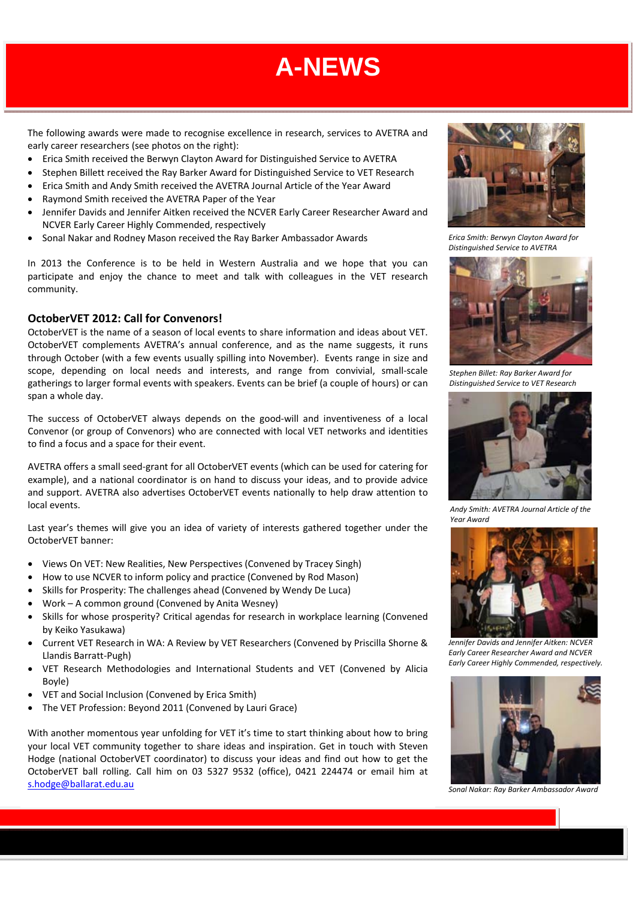# A-NEWS

The following awards were made to recognise excellence in research, services to AVETRA and early career researchers (see photos on the right):

- Erica Smith received the Berwyn Clayton Award for Distinguished Service to AVETRA
- Stephen Billett received the Ray Barker Award for Distinguished Service to VET Research
- Erica Smith and Andy Smith received the AVETRA Journal Article of the Year Award
- Raymond Smith received the AVETRA Paper of the Year
- Jennifer Davids and Jennifer Aitken received the NCVER Early Career Researcher Award and NCVER Early Career Highly Commended, respectively
- Sonal Nakar and Rodney Mason received the Ray Barker Ambassador Awards

In 2013 the Conference is to be held in Western Australia and we hope that you can participate and enjoy the chance to meet and talk with colleagues in the VET research community.

*Erica Smith: Berwyn Clayton Award for Distinguished Service to AVETRA*

*Stephen Billet: Ray Barker Award for Distinguished Service to VET Research*

*Andy Smith: AVETRA Journal Article of the Year Award*

*Jennifer Davids and Jennifer Aitken: NCVER Early Career Researcher Award and NCVER Early Career Highly Commended, respectively.*

*Sonal Nakar: Ray Barker Ambassador Award*

## OctoberVET 2012: Call for Convenors!

OctoberVET is the name of a season of local events to share information and ideas about VET. OctoberVET complements AVETRA's annual conference, and as the name suggests, it runs through October (with a few events usually spilling into November). Events range in size and scope, depending on local needs and interests, and range from convivial, small-scale gatherings to larger formal events with speakers. Events can be brief (a couple of hours) or can span a whole day.

The success of OctoberVET always depends on the good-will and inventiveness of a local Convenor (or group of Convenors) who are connected with local VET networks and identities to find a focus and a space for their event.

AVETRA offers a small seed-grant for all OctoberVET events (which can be used for catering for example), and a national coordinator is on hand to discuss your ideas, and to provide advice and support. AVETRA also advertises OctoberVET events nationally to help draw attention to local events.

Last year's themes will give you an idea of variety of interests gathered together under the OctoberVET banner:

- Views On VET: New Realities, New Perspectives (Convened by Tracey Singh)
- How to use NCVER to inform policy and practice (Convened by Rod Mason)
- Skills for Prosperity: The challenges ahead (Convened by Wendy De Luca)
- Work – A common ground (Convened by Anita Wesney)
- Skills for whose prosperity? Critical agendas for research in workplace learning (Convened by Keiko Yasukawa)
- Current VET Research in WA: A Review by VET Researchers (Convened by Priscilla Shorne & Llandis Barratt-Pugh)
- VET Research Methodologies and International Students and VET (Convened by Alicia Boyle)
- VET and Social Inclusion (Convened by Erica Smith)
- The VET Profession: Beyond 2011 (Convened by Lauri Grace)

With another momentous year unfolding for VET it's time to start thinking about how to bring your local VET community together to share ideas and inspiration. Get in touch with Steven Hodge (national OctoberVET coordinator) to discuss your ideas and find out how to get the OctoberVET ball rolling. Call him on 03 5327 9532 (office), 0421 224474 or email him at s.hodge@ballarat.edu.au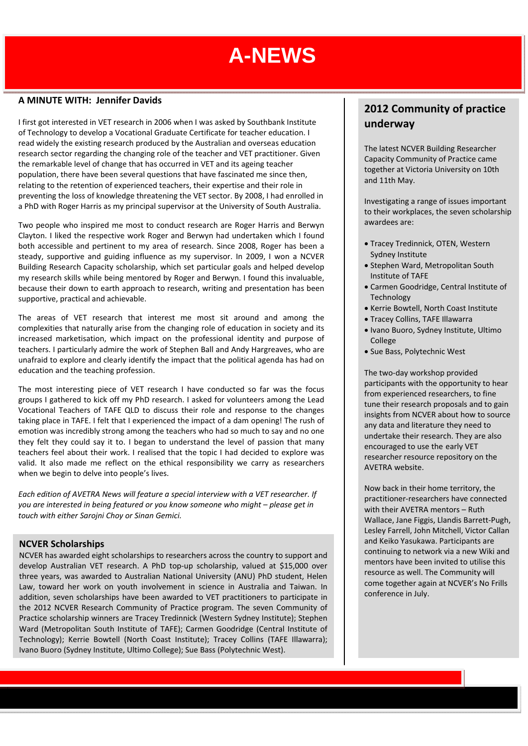# A-NEWS

## A MINUTE WITH: Jennifer Davids

I first got interested in VET research in 2006 when I was asked by Southbank Institute of Technology to develop a Vocational Graduate Certificate for teacher education. I read widely the existing research produced by the Australian and overseas education research sector regarding the changing role of the teacher and VET practitioner. Given the remarkable level of change that has occurred in VET and its ageing teacher population, there have been several questions that have fascinated me since then, relating to the retention of experienced teachers, their expertise and their role in preventing the loss of knowledge threatening the VET sector. By 2008, I had enrolled in a PhD with Roger Harris as my principal supervisor at the University of South Australia.

Two people who inspired me most to conduct research are Roger Harris and Berwyn Clayton. I liked the respective work Roger and Berwyn had undertaken which I found both accessible and pertinent to my area of research. Since 2008, Roger has been a steady, supportive and guiding influence as my supervisor. In 2009, I won a NCVER Building Research Capacity scholarship, which set particular goals and helped develop my research skills while being mentored by Roger and Berwyn. I found this invaluable, because their down to earth approach to research, writing and presentation has been supportive, practical and achievable.

The areas of VET research that interest me most sit around and among the complexities that naturally arise from the changing role of education in society and its increased marketisation, which impact on the professional identity and purpose of teachers. I particularly admire the work of Stephen Ball and Andy Hargreaves, who are unafraid to explore and clearly identify the impact that the political agenda has had on education and the teaching profession.

The most interesting piece of VET research I have conducted so far was the focus groups I gathered to kick off my PhD research. I asked for volunteers among the Lead Vocational Teachers of TAFE QLD to discuss their role and response to the changes taking place in TAFE. I felt that I experienced the impact of a dam opening! The rush of emotion was incredibly strong among the teachers who had so much to say and no one they felt they could say it to. I began to understand the level of passion that many teachers feel about their work. I realised that the topic I had decided to explore was valid. It also made me reflect on the ethical responsibility we carry as researchers when we begin to delve into people's lives.

*Each edition of AVETRA News will feature a special interview with a VET researcher. If you are interested in being featured or you know someone who might – please get in touch with either Sarojni Choy or Sinan Gemici.*

## NCVER Scholarships

NCVER has awarded eight scholarships to researchers across the country to support and develop Australian VET research. A PhD top-up scholarship, valued at $15,000 over three years, was awarded to Australian National University (ANU) PhD student, Helen Law, toward her work on youth involvement in science in Australia and Taiwan. In addition, seven scholarships have been awarded to VET practitioners to participate in the 2012 NCVER Research Community of Practice program. The seven Community of Practice scholarship winners are Tracey Tredinnick (Western Sydney Institute); Stephen Ward (Metropolitan South Institute of TAFE); Carmen Goodridge (Central Institute of Technology); Kerrie Bowtell (North Coast Institute); Tracey Collins (TAFE Illawarra); Ivano Buoro (Sydney Institute, Ultimo College); Sue Bass (Polytechnic West).

## 2012 Community of practice underway

The latest NCVER Building Researcher Capacity Community of Practice came together at Victoria University on 10th and 11th May.

Investigating a range of issues important to their workplaces, the seven scholarship awardees are:

- Tracey Tredinnick, OTEN, Western Sydney Institute
- Stephen Ward, Metropolitan South Institute of TAFE
- Carmen Goodridge, Central Institute of Technology
- Kerrie Bowtell, North Coast Institute
- Tracey Collins, TAFE Illawarra
- Ivano Buoro, Sydney Institute, Ultimo College
- Sue Bass, Polytechnic West

The two-day workshop provided participants with the opportunity to hear from experienced researchers, to fine tune their research proposals and to gain insights from NCVER about how to source any data and literature they need to undertake their research. They are also encouraged to use the early VET researcher resource repository on the AVETRA website.

Now back in their home territory, the practitioner-researchers have connected with their AVETRA mentors – Ruth Wallace, Jane Figgis, Llandis Barrett-Pugh, Lesley Farrell, John Mitchell, Victor Callan and Keiko Yasukawa. Participants are continuing to network via a new Wiki and mentors have been invited to utilise this resource as well. The Community will come together again at NCVER's No Frills conference in July.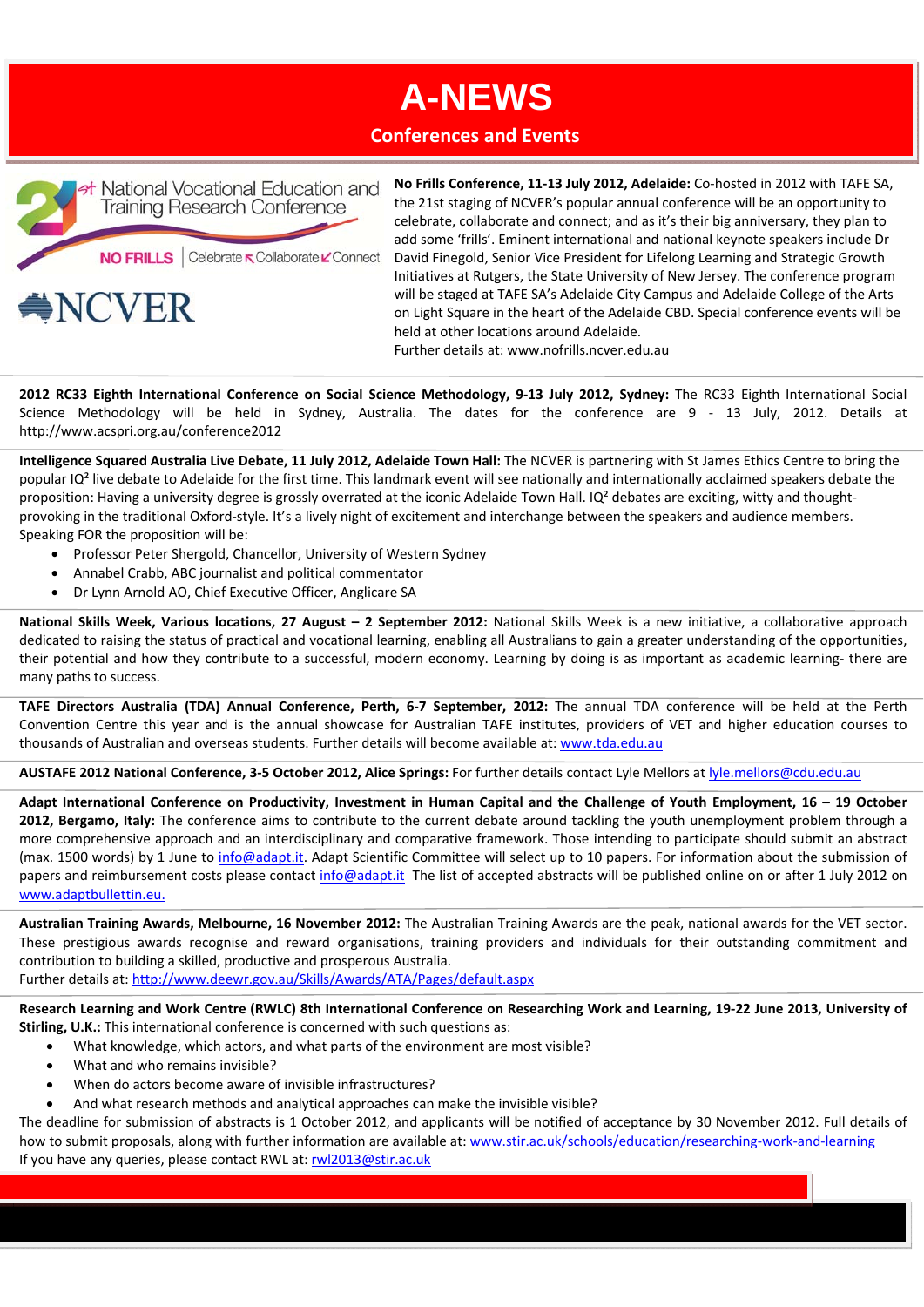# A-NEWS

## Conferences and Events

21st National Vocational Education and Training Research Conference

NO FRILLS | Celebrate Collaborate Connect

NCVER

**No Frills Conference, 11-13 July 2012, Adelaide:** Co-hosted in 2012 with TAFE SA, the 21st staging of NCVER's popular annual conference will be an opportunity to celebrate, collaborate and connect; and as it's their big anniversary, they plan to add some 'frills'. Eminent international and national keynote speakers include Dr David Finegold, Senior Vice President for Lifelong Learning and Strategic Growth Initiatives at Rutgers, the State University of New Jersey. The conference program will be staged at TAFE SA's Adelaide City Campus and Adelaide College of the Arts on Light Square in the heart of the Adelaide CBD. Special conference events will be held at other locations around Adelaide.
Further details at: www.nofrills.ncver.edu.au

**2012 RC33 Eighth International Conference on Social Science Methodology, 9-13 July 2012, Sydney:** The RC33 Eighth International Social Science Methodology will be held in Sydney, Australia. The dates for the conference are 9 - 13 July, 2012. Details at http://www.acspri.org.au/conference2012

**Intelligence Squared Australia Live Debate, 11 July 2012, Adelaide Town Hall:** The NCVER is partnering with St James Ethics Centre to bring the popular IQ² live debate to Adelaide for the first time. This landmark event will see nationally and internationally acclaimed speakers debate the proposition: Having a university degree is grossly overrated at the iconic Adelaide Town Hall. IQ² debates are exciting, witty and thought-provoking in the traditional Oxford-style. It's a lively night of excitement and interchange between the speakers and audience members.
Speaking FOR the proposition will be:

- Professor Peter Shergold, Chancellor, University of Western Sydney
- Annabel Crabb, ABC journalist and political commentator
- Dr Lynn Arnold AO, Chief Executive Officer, Anglicare SA

**National Skills Week, Various locations, 27 August – 2 September 2012:** National Skills Week is a new initiative, a collaborative approach dedicated to raising the status of practical and vocational learning, enabling all Australians to gain a greater understanding of the opportunities, their potential and how they contribute to a successful, modern economy. Learning by doing is as important as academic learning- there are many paths to success.

**TAFE Directors Australia (TDA) Annual Conference, Perth, 6-7 September, 2012:** The annual TDA conference will be held at the Perth Convention Centre this year and is the annual showcase for Australian TAFE institutes, providers of VET and higher education courses to thousands of Australian and overseas students. Further details will become available at: www.tda.edu.au

**AUSTAFE 2012 National Conference, 3-5 October 2012, Alice Springs:** For further details contact Lyle Mellors at lyle.mellors@cdu.edu.au

**Adapt International Conference on Productivity, Investment in Human Capital and the Challenge of Youth Employment, 16 – 19 October 2012, Bergamo, Italy:** The conference aims to contribute to the current debate around tackling the youth unemployment problem through a more comprehensive approach and an interdisciplinary and comparative framework. Those intending to participate should submit an abstract (max. 1500 words) by 1 June to info@adapt.it. Adapt Scientific Committee will select up to 10 papers. For information about the submission of papers and reimbursement costs please contact info@adapt.it The list of accepted abstracts will be published online on or after 1 July 2012 on www.adaptbullettin.eu.

**Australian Training Awards, Melbourne, 16 November 2012:** The Australian Training Awards are the peak, national awards for the VET sector. These prestigious awards recognise and reward organisations, training providers and individuals for their outstanding commitment and contribution to building a skilled, productive and prosperous Australia.
Further details at: http://www.deewr.gov.au/Skills/Awards/ATA/Pages/default.aspx

**Research Learning and Work Centre (RWLC) 8th International Conference on Researching Work and Learning, 19-22 June 2013, University of Stirling, U.K.:** This international conference is concerned with such questions as:

- What knowledge, which actors, and what parts of the environment are most visible?
- What and who remains invisible?
- When do actors become aware of invisible infrastructures?
- And what research methods and analytical approaches can make the invisible visible?

The deadline for submission of abstracts is 1 October 2012, and applicants will be notified of acceptance by 30 November 2012. Full details of how to submit proposals, along with further information are available at: www.stir.ac.uk/schools/education/researching-work-and-learning
If you have any queries, please contact RWL at: rwl2013@stir.ac.uk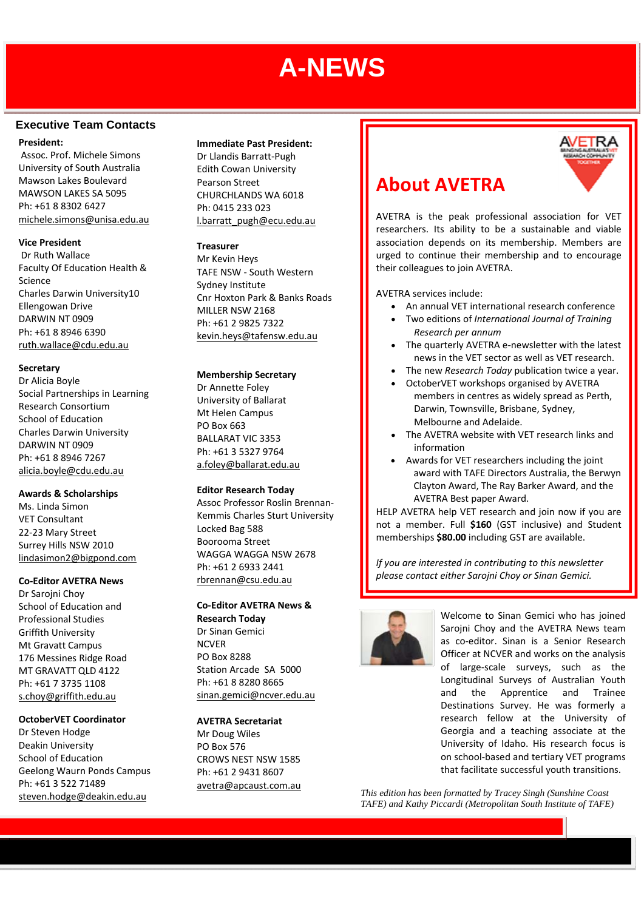# A-NEWS

## Executive Team Contacts

**President:**
Assoc. Prof. Michele Simons
University of South Australia
Mawson Lakes Boulevard
MAWSON LAKES SA 5095
Ph: +61 8 8302 6427
michele.simons@unisa.edu.au

**Vice President**
Dr Ruth Wallace
Faculty Of Education Health & Science
Charles Darwin University10
Ellengowan Drive
DARWIN NT 0909
Ph: +61 8 8946 6390
ruth.wallace@cdu.edu.au

**Secretary**
Dr Alicia Boyle
Social Partnerships in Learning Research Consortium
School of Education
Charles Darwin University
DARWIN NT 0909
Ph: +61 8 8946 7267
alicia.boyle@cdu.edu.au

**Awards & Scholarships**
Ms. Linda Simon
VET Consultant
22-23 Mary Street
Surrey Hills NSW 2010
lindasimon2@bigpond.com

**Co-Editor AVETRA News**
Dr Sarojni Choy
School of Education and Professional Studies
Griffith University
Mt Gravatt Campus
176 Messines Ridge Road
MT GRAVATT QLD 4122
Ph: +61 7 3735 1108
s.choy@griffith.edu.au

**OctoberVET Coordinator**
Dr Steven Hodge
Deakin University
School of Education
Geelong Waurn Ponds Campus
Ph: +61 3 522 71489
steven.hodge@deakin.edu.au

**Immediate Past President:**
Dr Llandis Barratt-Pugh
Edith Cowan University
Pearson Street
CHURCHLANDS WA 6018
Ph: 0415 233 023
l.barratt_pugh@ecu.edu.au

**Treasurer**
Mr Kevin Heys
TAFE NSW - South Western Sydney Institute
Cnr Hoxton Park & Banks Roads
MILLER NSW 2168
Ph: +61 2 9825 7322
kevin.heys@tafensw.edu.au

**Membership Secretary**
Dr Annette Foley
University of Ballarat
Mt Helen Campus
PO Box 663
BALLARAT VIC 3353
Ph: +61 3 5327 9764
a.foley@ballarat.edu.au

**Editor Research Today**
Assoc Professor Roslin Brennan-Kemmis Charles Sturt University
Locked Bag 588
Boorooma Street
WAGGA WAGGA NSW 2678
Ph: +61 2 6933 2441
rbrennan@csu.edu.au

**Co-Editor AVETRA News & Research Today**
Dr Sinan Gemici
NCVER
PO Box 8288
Station Arcade SA 5000
Ph: +61 8 8280 8665
sinan.gemici@ncver.edu.au

**AVETRA Secretariat**
Mr Doug Wiles
PO Box 576
CROWS NEST NSW 1585
Ph: +61 2 9431 8607
avetra@apcaust.com.au

## About AVETRA

AVETRA is the peak professional association for VET researchers. Its ability to be a sustainable and viable association depends on its membership. Members are urged to continue their membership and to encourage their colleagues to join AVETRA.

AVETRA services include:

- An annual VET international research conference
- Two editions of *International Journal of Training Research per annum*
- The quarterly AVETRA e-newsletter with the latest news in the VET sector as well as VET research.
- The new *Research Today* publication twice a year.
- OctoberVET workshops organised by AVETRA members in centres as widely spread as Perth, Darwin, Townsville, Brisbane, Sydney, Melbourne and Adelaide.
- The AVETRA website with VET research links and information
- Awards for VET researchers including the joint award with TAFE Directors Australia, the Berwyn Clayton Award, The Ray Barker Award, and the AVETRA Best paper Award.

HELP AVETRA help VET research and join now if you are not a member. Full **$160** (GST inclusive) and Student memberships **$80.00** including GST are available.

*If you are interested in contributing to this newsletter please contact either Sarojni Choy or Sinan Gemici.*

Welcome to Sinan Gemici who has joined Sarojni Choy and the AVETRA News team as co-editor. Sinan is a Senior Research Officer at NCVER and works on the analysis of large-scale surveys, such as the Longitudinal Surveys of Australian Youth and the Apprentice and Trainee Destinations Survey. He was formerly a research fellow at the University of Georgia and a teaching associate at the University of Idaho. His research focus is on school-based and tertiary VET programs that facilitate successful youth transitions.

*This edition has been formatted by Tracey Singh (Sunshine Coast TAFE) and Kathy Piccardi (Metropolitan South Institute of TAFE)*